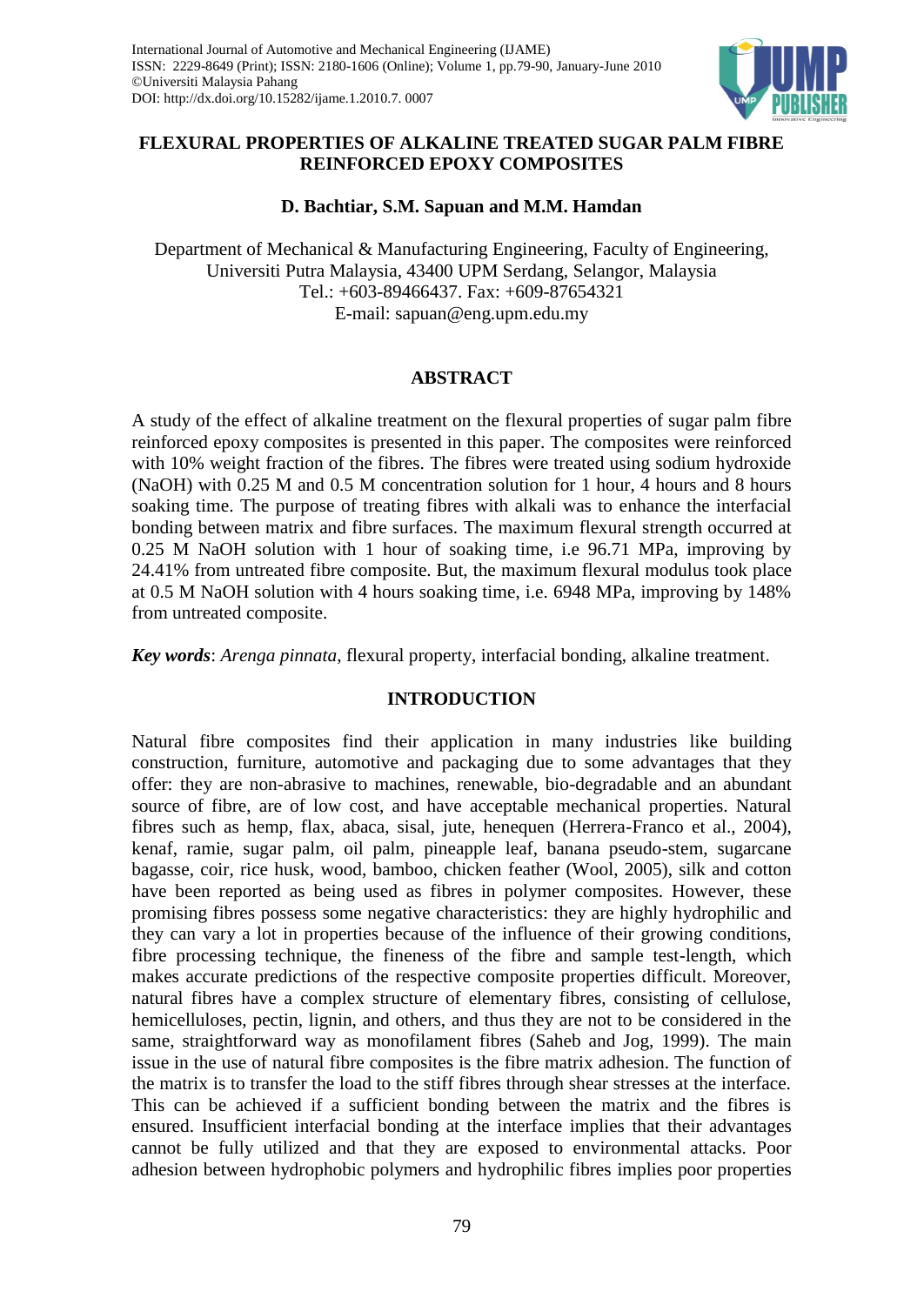International Journal of Automotive and Mechanical Engineering (IJAME)
ISSN: 2229-8649 (Print); ISSN: 2180-1606 (Online); Volume 1, pp.79-90, January-June 2010
©Universiti Malaysia Pahang
DOI: http://dx.doi.org/10.15282/ijame.1.2010.7. 0007

# FLEXURAL PROPERTIES OF ALKALINE TREATED SUGAR PALM FIBRE REINFORCED EPOXY COMPOSITES

**D. Bachtiar, S.M. Sapuan and M.M. Hamdan**

Department of Mechanical & Manufacturing Engineering, Faculty of Engineering, Universiti Putra Malaysia, 43400 UPM Serdang, Selangor, Malaysia
Tel.: +603-89466437. Fax: +609-87654321
E-mail: sapuan@eng.upm.edu.my

## ABSTRACT

A study of the effect of alkaline treatment on the flexural properties of sugar palm fibre reinforced epoxy composites is presented in this paper. The composites were reinforced with 10% weight fraction of the fibres. The fibres were treated using sodium hydroxide (NaOH) with 0.25 M and 0.5 M concentration solution for 1 hour, 4 hours and 8 hours soaking time. The purpose of treating fibres with alkali was to enhance the interfacial bonding between matrix and fibre surfaces. The maximum flexural strength occurred at 0.25 M NaOH solution with 1 hour of soaking time, i.e 96.71 MPa, improving by 24.41% from untreated fibre composite. But, the maximum flexural modulus took place at 0.5 M NaOH solution with 4 hours soaking time, i.e. 6948 MPa, improving by 148% from untreated composite.

***Key words***: *Arenga pinnata*, flexural property, interfacial bonding, alkaline treatment.

## INTRODUCTION

Natural fibre composites find their application in many industries like building construction, furniture, automotive and packaging due to some advantages that they offer: they are non-abrasive to machines, renewable, bio-degradable and an abundant source of fibre, are of low cost, and have acceptable mechanical properties. Natural fibres such as hemp, flax, abaca, sisal, jute, henequen (Herrera-Franco et al., 2004), kenaf, ramie, sugar palm, oil palm, pineapple leaf, banana pseudo-stem, sugarcane bagasse, coir, rice husk, wood, bamboo, chicken feather (Wool, 2005), silk and cotton have been reported as being used as fibres in polymer composites. However, these promising fibres possess some negative characteristics: they are highly hydrophilic and they can vary a lot in properties because of the influence of their growing conditions, fibre processing technique, the fineness of the fibre and sample test-length, which makes accurate predictions of the respective composite properties difficult. Moreover, natural fibres have a complex structure of elementary fibres, consisting of cellulose, hemicelluloses, pectin, lignin, and others, and thus they are not to be considered in the same, straightforward way as monofilament fibres (Saheb and Jog, 1999). The main issue in the use of natural fibre composites is the fibre matrix adhesion. The function of the matrix is to transfer the load to the stiff fibres through shear stresses at the interface. This can be achieved if a sufficient bonding between the matrix and the fibres is ensured. Insufficient interfacial bonding at the interface implies that their advantages cannot be fully utilized and that they are exposed to environmental attacks. Poor adhesion between hydrophobic polymers and hydrophilic fibres implies poor properties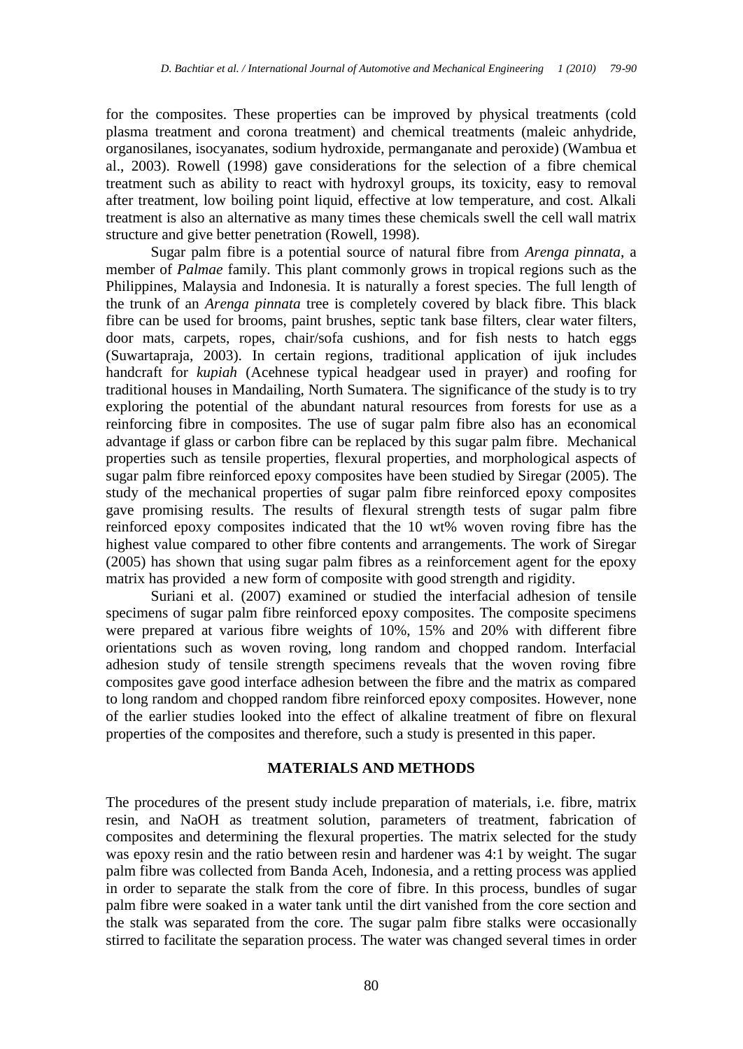for the composites. These properties can be improved by physical treatments (cold plasma treatment and corona treatment) and chemical treatments (maleic anhydride, organosilanes, isocyanates, sodium hydroxide, permanganate and peroxide) (Wambua et al., 2003). Rowell (1998) gave considerations for the selection of a fibre chemical treatment such as ability to react with hydroxyl groups, its toxicity, easy to removal after treatment, low boiling point liquid, effective at low temperature, and cost. Alkali treatment is also an alternative as many times these chemicals swell the cell wall matrix structure and give better penetration (Rowell, 1998).

Sugar palm fibre is a potential source of natural fibre from *Arenga pinnata*, a member of *Palmae* family. This plant commonly grows in tropical regions such as the Philippines, Malaysia and Indonesia. It is naturally a forest species. The full length of the trunk of an *Arenga pinnata* tree is completely covered by black fibre. This black fibre can be used for brooms, paint brushes, septic tank base filters, clear water filters, door mats, carpets, ropes, chair/sofa cushions, and for fish nests to hatch eggs (Suwartapraja, 2003). In certain regions, traditional application of ijuk includes handcraft for *kupiah* (Acehnese typical headgear used in prayer) and roofing for traditional houses in Mandailing, North Sumatera. The significance of the study is to try exploring the potential of the abundant natural resources from forests for use as a reinforcing fibre in composites. The use of sugar palm fibre also has an economical advantage if glass or carbon fibre can be replaced by this sugar palm fibre. Mechanical properties such as tensile properties, flexural properties, and morphological aspects of sugar palm fibre reinforced epoxy composites have been studied by Siregar (2005). The study of the mechanical properties of sugar palm fibre reinforced epoxy composites gave promising results. The results of flexural strength tests of sugar palm fibre reinforced epoxy composites indicated that the 10 wt% woven roving fibre has the highest value compared to other fibre contents and arrangements. The work of Siregar (2005) has shown that using sugar palm fibres as a reinforcement agent for the epoxy matrix has provided a new form of composite with good strength and rigidity.

Suriani et al. (2007) examined or studied the interfacial adhesion of tensile specimens of sugar palm fibre reinforced epoxy composites. The composite specimens were prepared at various fibre weights of 10%, 15% and 20% with different fibre orientations such as woven roving, long random and chopped random. Interfacial adhesion study of tensile strength specimens reveals that the woven roving fibre composites gave good interface adhesion between the fibre and the matrix as compared to long random and chopped random fibre reinforced epoxy composites. However, none of the earlier studies looked into the effect of alkaline treatment of fibre on flexural properties of the composites and therefore, such a study is presented in this paper.

## MATERIALS AND METHODS

The procedures of the present study include preparation of materials, i.e. fibre, matrix resin, and NaOH as treatment solution, parameters of treatment, fabrication of composites and determining the flexural properties. The matrix selected for the study was epoxy resin and the ratio between resin and hardener was 4:1 by weight. The sugar palm fibre was collected from Banda Aceh, Indonesia, and a retting process was applied in order to separate the stalk from the core of fibre. In this process, bundles of sugar palm fibre were soaked in a water tank until the dirt vanished from the core section and the stalk was separated from the core. The sugar palm fibre stalks were occasionally stirred to facilitate the separation process. The water was changed several times in order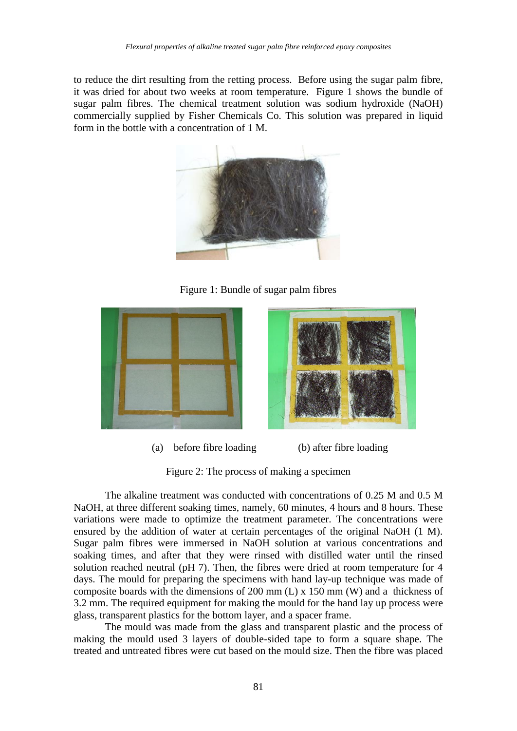to reduce the dirt resulting from the retting process. Before using the sugar palm fibre, it was dried for about two weeks at room temperature. Figure 1 shows the bundle of sugar palm fibres. The chemical treatment solution was sodium hydroxide (NaOH) commercially supplied by Fisher Chemicals Co. This solution was prepared in liquid form in the bottle with a concentration of 1 M.

Figure 1: Bundle of sugar palm fibres

(a) before fibre loading (b) after fibre loading

Figure 2: The process of making a specimen

The alkaline treatment was conducted with concentrations of 0.25 M and 0.5 M NaOH, at three different soaking times, namely, 60 minutes, 4 hours and 8 hours. These variations were made to optimize the treatment parameter. The concentrations were ensured by the addition of water at certain percentages of the original NaOH (1 M). Sugar palm fibres were immersed in NaOH solution at various concentrations and soaking times, and after that they were rinsed with distilled water until the rinsed solution reached neutral (pH 7). Then, the fibres were dried at room temperature for 4 days. The mould for preparing the specimens with hand lay-up technique was made of composite boards with the dimensions of 200 mm (L) x 150 mm (W) and a thickness of 3.2 mm. The required equipment for making the mould for the hand lay up process were glass, transparent plastics for the bottom layer, and a spacer frame.

The mould was made from the glass and transparent plastic and the process of making the mould used 3 layers of double-sided tape to form a square shape. The treated and untreated fibres were cut based on the mould size. Then the fibre was placed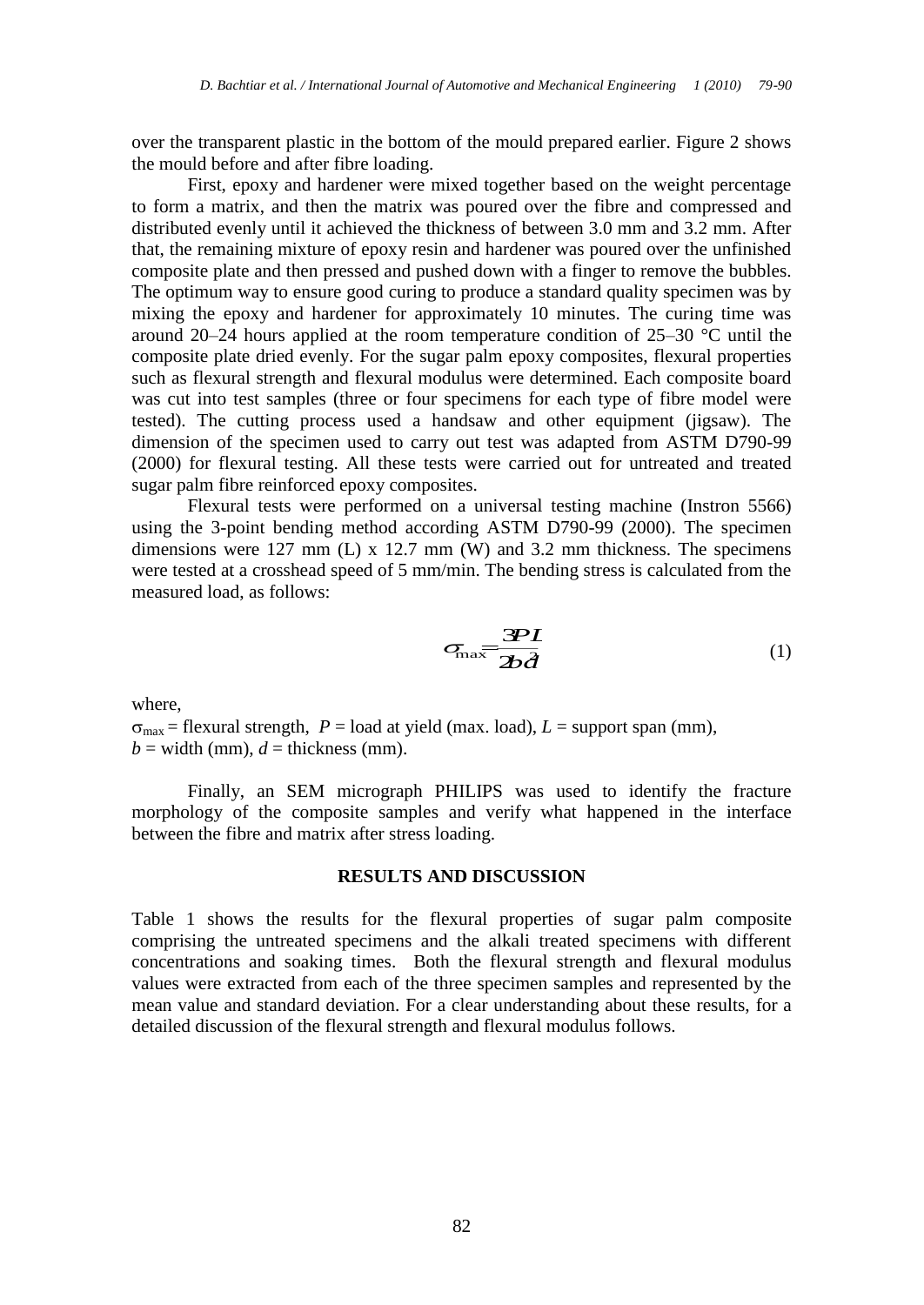over the transparent plastic in the bottom of the mould prepared earlier. Figure 2 shows the mould before and after fibre loading.

First, epoxy and hardener were mixed together based on the weight percentage to form a matrix, and then the matrix was poured over the fibre and compressed and distributed evenly until it achieved the thickness of between 3.0 mm and 3.2 mm. After that, the remaining mixture of epoxy resin and hardener was poured over the unfinished composite plate and then pressed and pushed down with a finger to remove the bubbles. The optimum way to ensure good curing to produce a standard quality specimen was by mixing the epoxy and hardener for approximately 10 minutes. The curing time was around 20–24 hours applied at the room temperature condition of 25–30 °C until the composite plate dried evenly. For the sugar palm epoxy composites, flexural properties such as flexural strength and flexural modulus were determined. Each composite board was cut into test samples (three or four specimens for each type of fibre model were tested). The cutting process used a handsaw and other equipment (jigsaw). The dimension of the specimen used to carry out test was adapted from ASTM D790-99 (2000) for flexural testing. All these tests were carried out for untreated and treated sugar palm fibre reinforced epoxy composites.

Flexural tests were performed on a universal testing machine (Instron 5566) using the 3-point bending method according ASTM D790-99 (2000). The specimen dimensions were 127 mm (L) x 12.7 mm (W) and 3.2 mm thickness. The specimens were tested at a crosshead speed of 5 mm/min. The bending stress is calculated from the measured load, as follows:

$$\sigma_{\max} = \frac{3PL}{2bd^2} \tag{1}$$

where,

$\sigma_{max}$ = flexural strength, $P$ = load at yield (max. load), $L$ = support span (mm), $b$ = width (mm), $d$ = thickness (mm).

Finally, an SEM micrograph PHILIPS was used to identify the fracture morphology of the composite samples and verify what happened in the interface between the fibre and matrix after stress loading.

## RESULTS AND DISCUSSION

Table 1 shows the results for the flexural properties of sugar palm composite comprising the untreated specimens and the alkali treated specimens with different concentrations and soaking times. Both the flexural strength and flexural modulus values were extracted from each of the three specimen samples and represented by the mean value and standard deviation. For a clear understanding about these results, for a detailed discussion of the flexural strength and flexural modulus follows.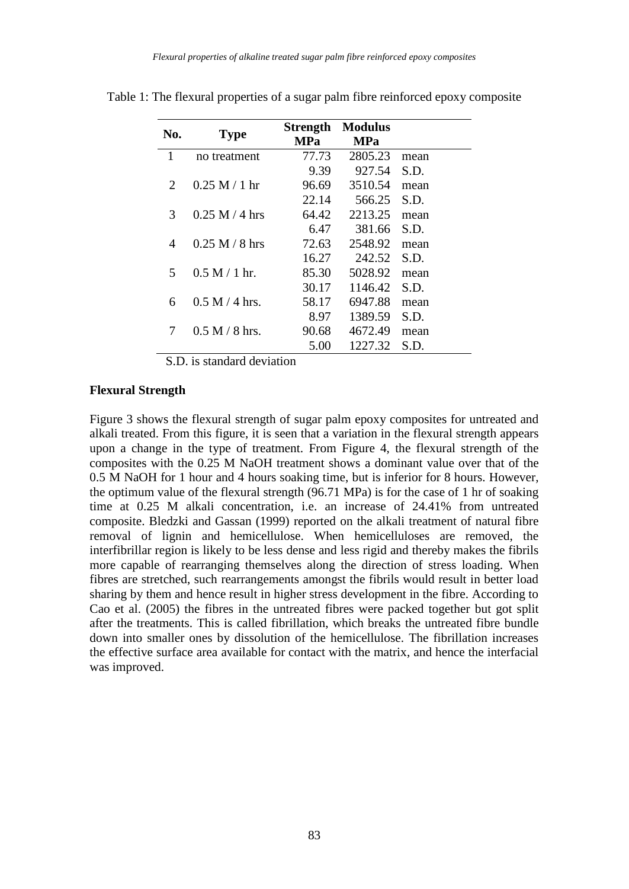Table 1: The flexural properties of a sugar palm fibre reinforced epoxy composite

| No. | Type | Strength MPa | Modulus MPa | |
|---|---|---|---|---|
| 1 | no treatment | 77.73 | 2805.23 | mean |
| | | 9.39 | 927.54 | S.D. |
| 2 | 0.25 M / 1 hr | 96.69 | 3510.54 | mean |
| | | 22.14 | 566.25 | S.D. |
| 3 | 0.25 M / 4 hrs | 64.42 | 2213.25 | mean |
| | | 6.47 | 381.66 | S.D. |
| 4 | 0.25 M / 8 hrs | 72.63 | 2548.92 | mean |
| | | 16.27 | 242.52 | S.D. |
| 5 | 0.5 M / 1 hr. | 85.30 | 5028.92 | mean |
| | | 30.17 | 1146.42 | S.D. |
| 6 | 0.5 M / 4 hrs. | 58.17 | 6947.88 | mean |
| | | 8.97 | 1389.59 | S.D. |
| 7 | 0.5 M / 8 hrs. | 90.68 | 4672.49 | mean |
| | | 5.00 | 1227.32 | S.D. |

S.D. is standard deviation

**Flexural Strength**

Figure 3 shows the flexural strength of sugar palm epoxy composites for untreated and alkali treated. From this figure, it is seen that a variation in the flexural strength appears upon a change in the type of treatment. From Figure 4, the flexural strength of the composites with the 0.25 M NaOH treatment shows a dominant value over that of the 0.5 M NaOH for 1 hour and 4 hours soaking time, but is inferior for 8 hours. However, the optimum value of the flexural strength (96.71 MPa) is for the case of 1 hr of soaking time at 0.25 M alkali concentration, i.e. an increase of 24.41% from untreated composite. Bledzki and Gassan (1999) reported on the alkali treatment of natural fibre removal of lignin and hemicellulose. When hemicelluloses are removed, the interfibrillar region is likely to be less dense and less rigid and thereby makes the fibrils more capable of rearranging themselves along the direction of stress loading. When fibres are stretched, such rearrangements amongst the fibrils would result in better load sharing by them and hence result in higher stress development in the fibre. According to Cao et al. (2005) the fibres in the untreated fibres were packed together but got split after the treatments. This is called fibrillation, which breaks the untreated fibre bundle down into smaller ones by dissolution of the hemicellulose. The fibrillation increases the effective surface area available for contact with the matrix, and hence the interfacial was improved.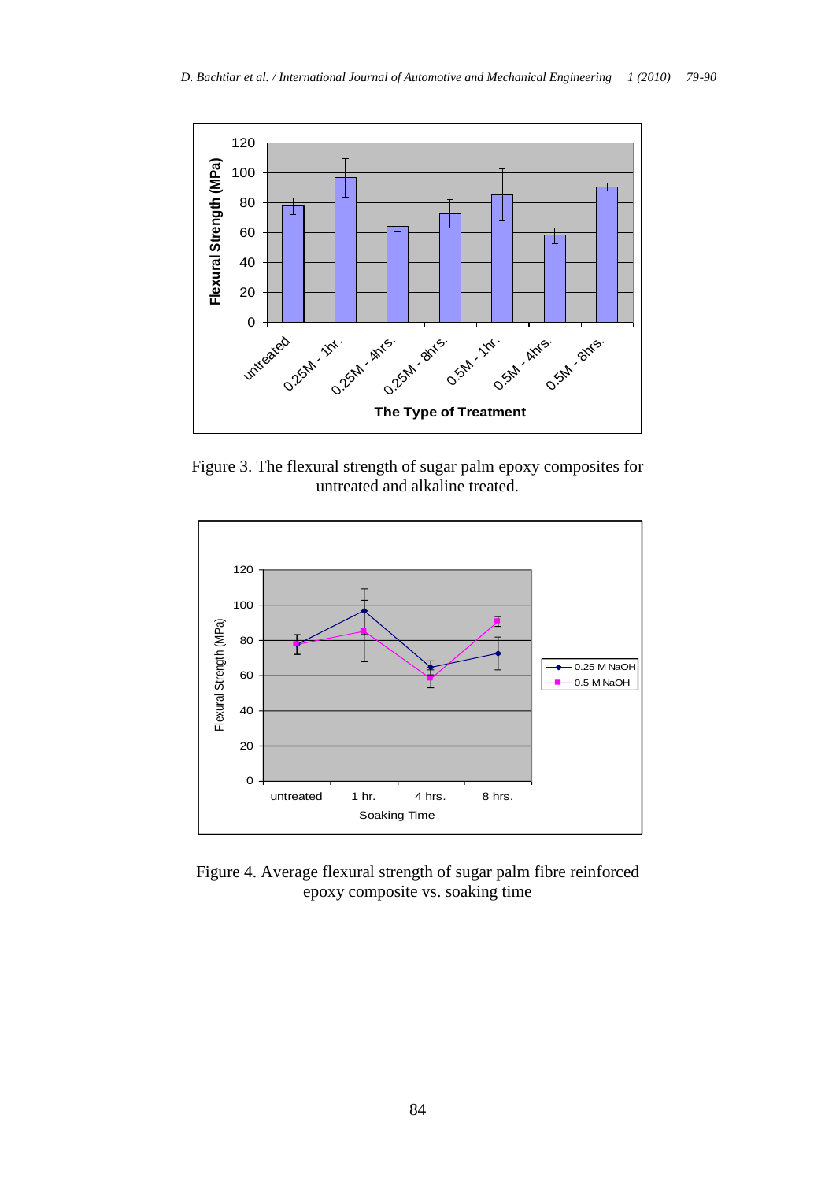Figure 3. The flexural strength of sugar palm epoxy composites for untreated and alkaline treated.

Figure 4. Average flexural strength of sugar palm fibre reinforced epoxy composite vs. soaking time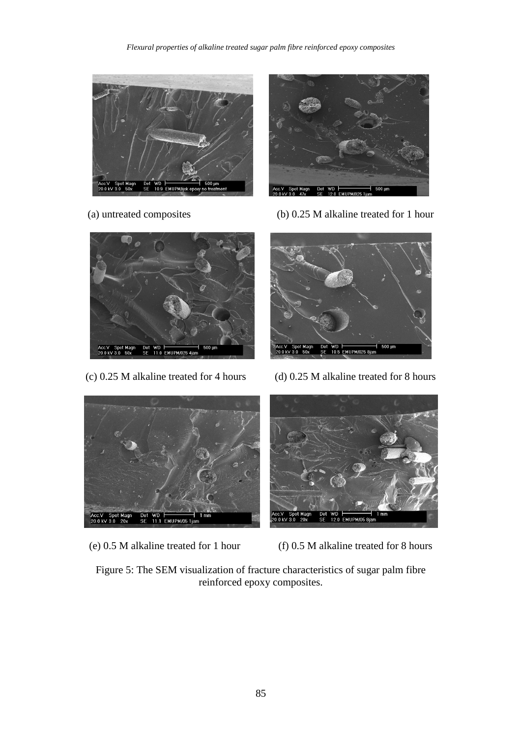(a) untreated composites

(b) 0.25 M alkaline treated for 1 hour

(c) 0.25 M alkaline treated for 4 hours

(d) 0.25 M alkaline treated for 8 hours

(e) 0.5 M alkaline treated for 1 hour

(f) 0.5 M alkaline treated for 8 hours

Figure 5: The SEM visualization of fracture characteristics of sugar palm fibre reinforced epoxy composites.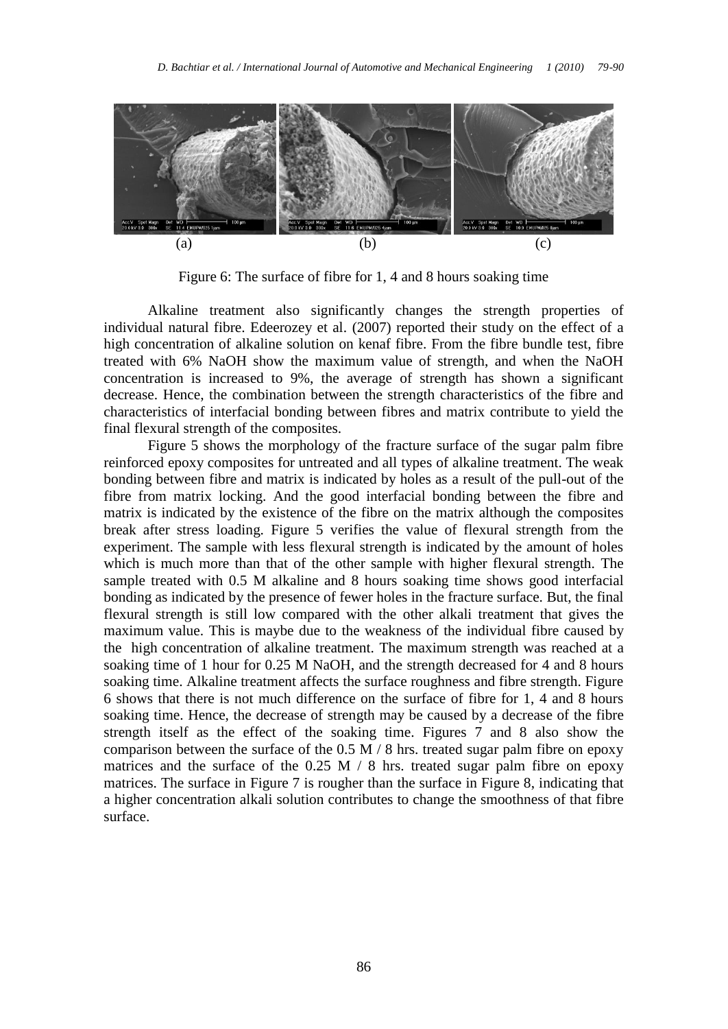(a) (b) (c)

Figure 6: The surface of fibre for 1, 4 and 8 hours soaking time

Alkaline treatment also significantly changes the strength properties of individual natural fibre. Edeerozey et al. (2007) reported their study on the effect of a high concentration of alkaline solution on kenaf fibre. From the fibre bundle test, fibre treated with 6% NaOH show the maximum value of strength, and when the NaOH concentration is increased to 9%, the average of strength has shown a significant decrease. Hence, the combination between the strength characteristics of the fibre and characteristics of interfacial bonding between fibres and matrix contribute to yield the final flexural strength of the composites.

Figure 5 shows the morphology of the fracture surface of the sugar palm fibre reinforced epoxy composites for untreated and all types of alkaline treatment. The weak bonding between fibre and matrix is indicated by holes as a result of the pull-out of the fibre from matrix locking. And the good interfacial bonding between the fibre and matrix is indicated by the existence of the fibre on the matrix although the composites break after stress loading. Figure 5 verifies the value of flexural strength from the experiment. The sample with less flexural strength is indicated by the amount of holes which is much more than that of the other sample with higher flexural strength. The sample treated with 0.5 M alkaline and 8 hours soaking time shows good interfacial bonding as indicated by the presence of fewer holes in the fracture surface. But, the final flexural strength is still low compared with the other alkali treatment that gives the maximum value. This is maybe due to the weakness of the individual fibre caused by the high concentration of alkaline treatment. The maximum strength was reached at a soaking time of 1 hour for 0.25 M NaOH, and the strength decreased for 4 and 8 hours soaking time. Alkaline treatment affects the surface roughness and fibre strength. Figure 6 shows that there is not much difference on the surface of fibre for 1, 4 and 8 hours soaking time. Hence, the decrease of strength may be caused by a decrease of the fibre strength itself as the effect of the soaking time. Figures 7 and 8 also show the comparison between the surface of the 0.5 M / 8 hrs. treated sugar palm fibre on epoxy matrices and the surface of the 0.25 M / 8 hrs. treated sugar palm fibre on epoxy matrices. The surface in Figure 7 is rougher than the surface in Figure 8, indicating that a higher concentration alkali solution contributes to change the smoothness of that fibre surface.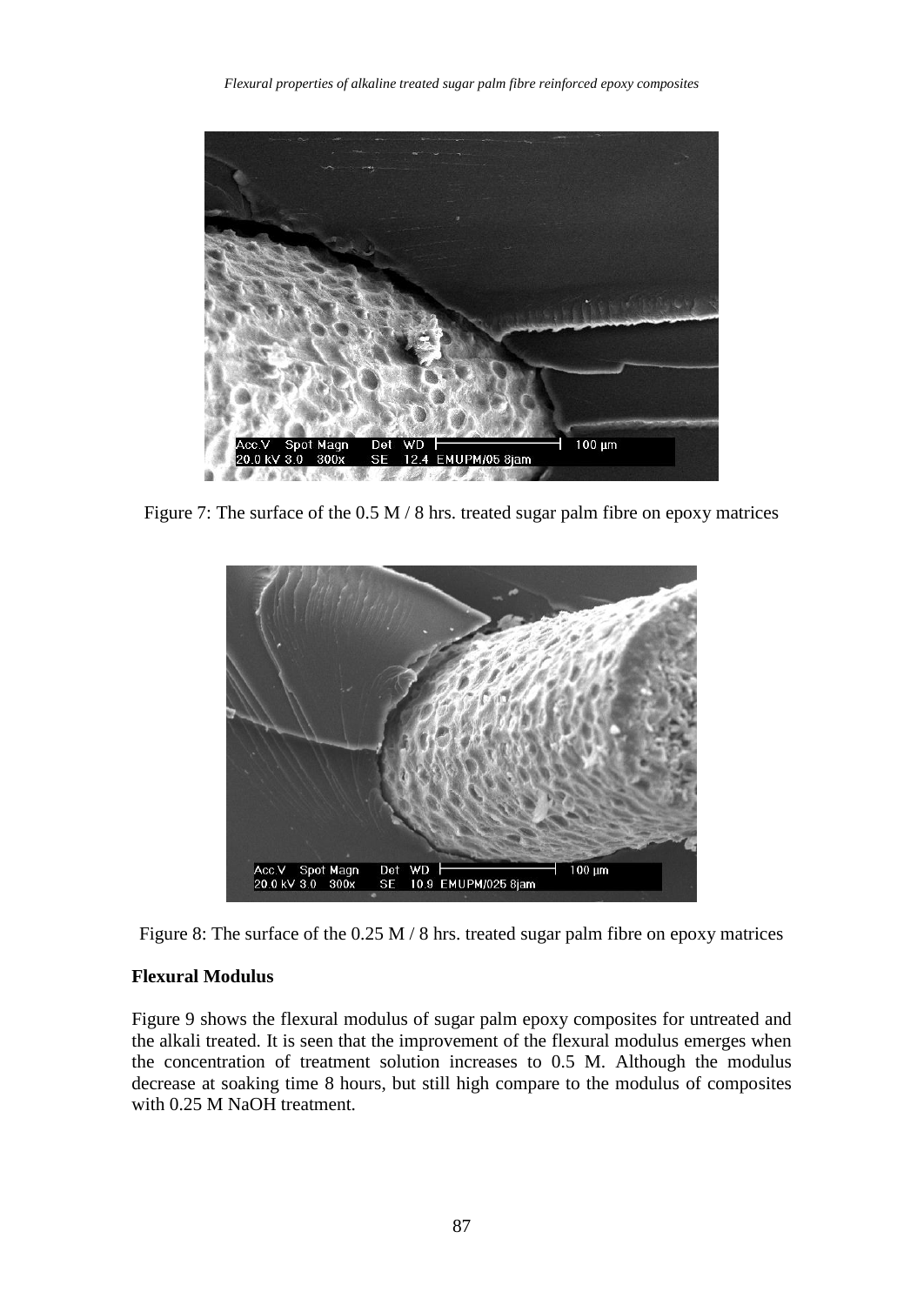Figure 7: The surface of the 0.5 M / 8 hrs. treated sugar palm fibre on epoxy matrices

Figure 8: The surface of the 0.25 M / 8 hrs. treated sugar palm fibre on epoxy matrices

**Flexural Modulus**

Figure 9 shows the flexural modulus of sugar palm epoxy composites for untreated and the alkali treated. It is seen that the improvement of the flexural modulus emerges when the concentration of treatment solution increases to 0.5 M. Although the modulus decrease at soaking time 8 hours, but still high compare to the modulus of composites with 0.25 M NaOH treatment.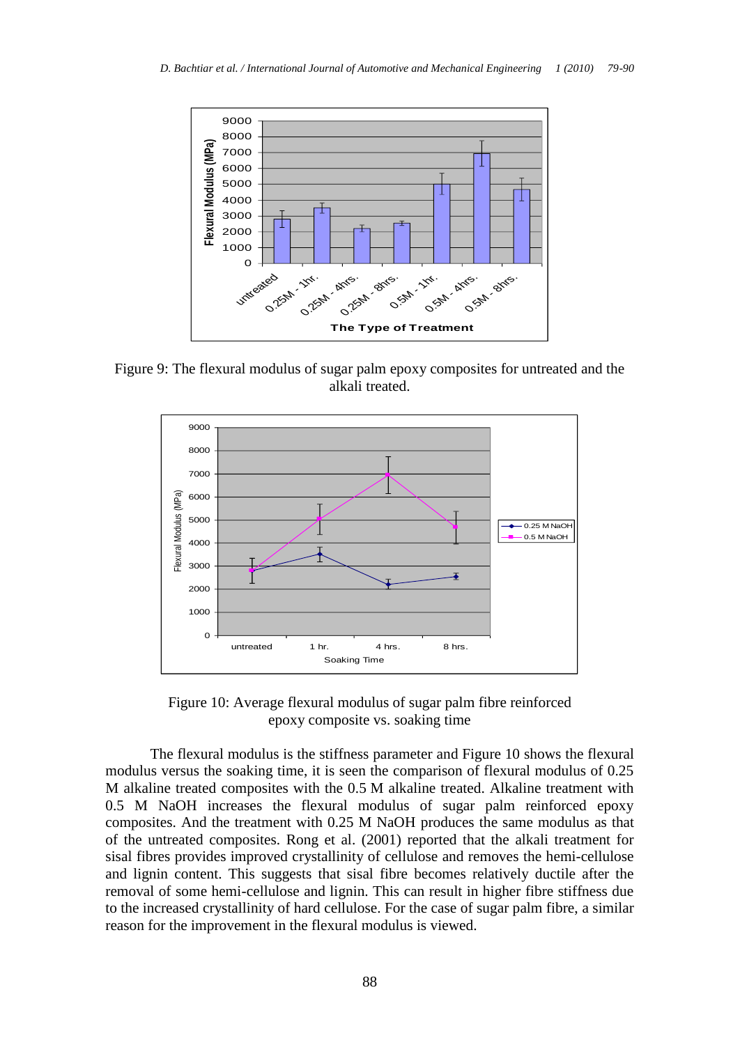Figure 9: The flexural modulus of sugar palm epoxy composites for untreated and the alkali treated.

Figure 10: Average flexural modulus of sugar palm fibre reinforced epoxy composite vs. soaking time

The flexural modulus is the stiffness parameter and Figure 10 shows the flexural modulus versus the soaking time, it is seen the comparison of flexural modulus of 0.25 M alkaline treated composites with the 0.5 M alkaline treated. Alkaline treatment with 0.5 M NaOH increases the flexural modulus of sugar palm reinforced epoxy composites. And the treatment with 0.25 M NaOH produces the same modulus as that of the untreated composites. Rong et al. (2001) reported that the alkali treatment for sisal fibres provides improved crystallinity of cellulose and removes the hemi-cellulose and lignin content. This suggests that sisal fibre becomes relatively ductile after the removal of some hemi-cellulose and lignin. This can result in higher fibre stiffness due to the increased crystallinity of hard cellulose. For the case of sugar palm fibre, a similar reason for the improvement in the flexural modulus is viewed.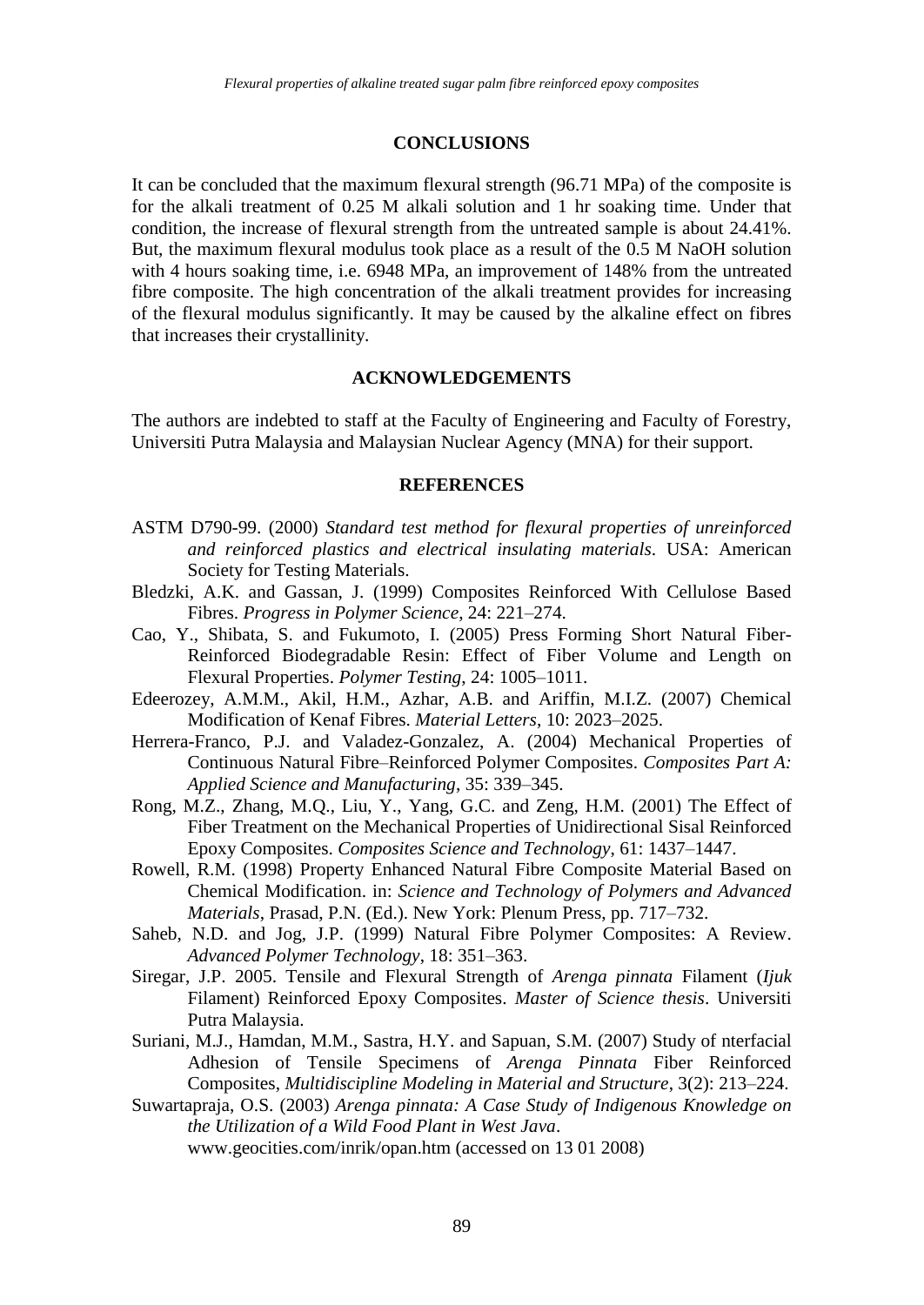## CONCLUSIONS

It can be concluded that the maximum flexural strength (96.71 MPa) of the composite is for the alkali treatment of 0.25 M alkali solution and 1 hr soaking time. Under that condition, the increase of flexural strength from the untreated sample is about 24.41%. But, the maximum flexural modulus took place as a result of the 0.5 M NaOH solution with 4 hours soaking time, i.e. 6948 MPa, an improvement of 148% from the untreated fibre composite. The high concentration of the alkali treatment provides for increasing of the flexural modulus significantly. It may be caused by the alkaline effect on fibres that increases their crystallinity.

## ACKNOWLEDGEMENTS

The authors are indebted to staff at the Faculty of Engineering and Faculty of Forestry, Universiti Putra Malaysia and Malaysian Nuclear Agency (MNA) for their support.

## REFERENCES

ASTM D790-99. (2000) *Standard test method for flexural properties of unreinforced and reinforced plastics and electrical insulating materials*. USA: American Society for Testing Materials.

Bledzki, A.K. and Gassan, J. (1999) Composites Reinforced With Cellulose Based Fibres. *Progress in Polymer Science*, 24: 221–274.

Cao, Y., Shibata, S. and Fukumoto, I. (2005) Press Forming Short Natural Fiber-Reinforced Biodegradable Resin: Effect of Fiber Volume and Length on Flexural Properties. *Polymer Testing*, 24: 1005–1011.

Edeerozey, A.M.M., Akil, H.M., Azhar, A.B. and Ariffin, M.I.Z. (2007) Chemical Modification of Kenaf Fibres. *Material Letters*, 10: 2023–2025.

Herrera-Franco, P.J. and Valadez-Gonzalez, A. (2004) Mechanical Properties of Continuous Natural Fibre–Reinforced Polymer Composites. *Composites Part A: Applied Science and Manufacturing*, 35: 339–345.

Rong, M.Z., Zhang, M.Q., Liu, Y., Yang, G.C. and Zeng, H.M. (2001) The Effect of Fiber Treatment on the Mechanical Properties of Unidirectional Sisal Reinforced Epoxy Composites. *Composites Science and Technology*, 61: 1437–1447.

Rowell, R.M. (1998) Property Enhanced Natural Fibre Composite Material Based on Chemical Modification. in: *Science and Technology of Polymers and Advanced Materials*, Prasad, P.N. (Ed.). New York: Plenum Press, pp. 717–732.

Saheb, N.D. and Jog, J.P. (1999) Natural Fibre Polymer Composites: A Review. *Advanced Polymer Technology*, 18: 351–363.

Siregar, J.P. 2005. Tensile and Flexural Strength of *Arenga pinnata* Filament (*Ijuk* Filament) Reinforced Epoxy Composites. *Master of Science thesis*. Universiti Putra Malaysia.

Suriani, M.J., Hamdan, M.M., Sastra, H.Y. and Sapuan, S.M. (2007) Study of nterfacial Adhesion of Tensile Specimens of *Arenga Pinnata* Fiber Reinforced Composites, *Multidiscipline Modeling in Material and Structure*, 3(2): 213–224.

Suwartapraja, O.S. (2003) *Arenga pinnata: A Case Study of Indigenous Knowledge on the Utilization of a Wild Food Plant in West Java*. www.geocities.com/inrik/opan.htm (accessed on 13 01 2008)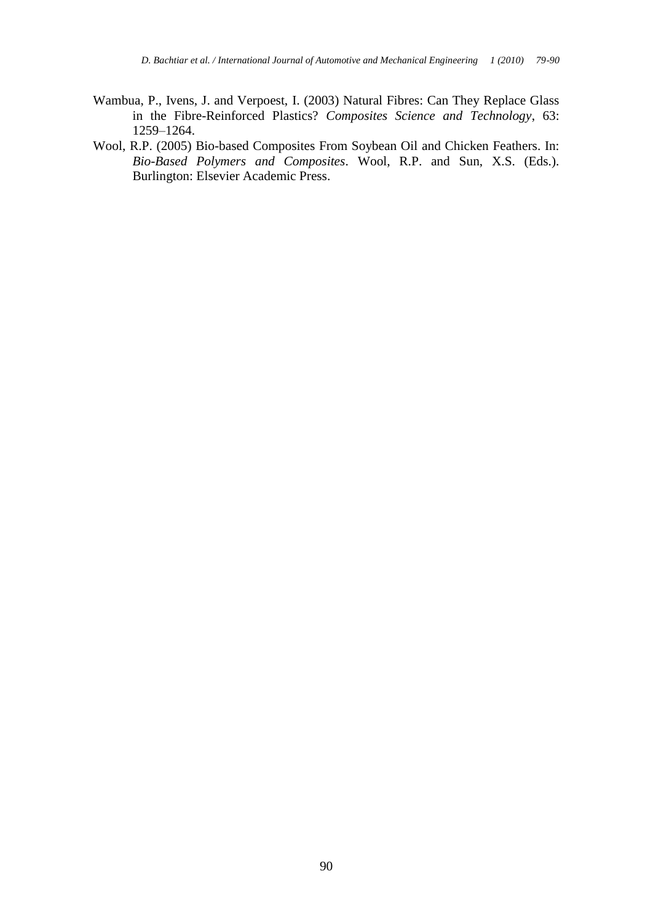Wambua, P., Ivens, J. and Verpoest, I. (2003) Natural Fibres: Can They Replace Glass in the Fibre-Reinforced Plastics? *Composites Science and Technology*, 63: 1259–1264.

Wool, R.P. (2005) Bio-based Composites From Soybean Oil and Chicken Feathers. In: *Bio-Based Polymers and Composites*. Wool, R.P. and Sun, X.S. (Eds.). Burlington: Elsevier Academic Press.